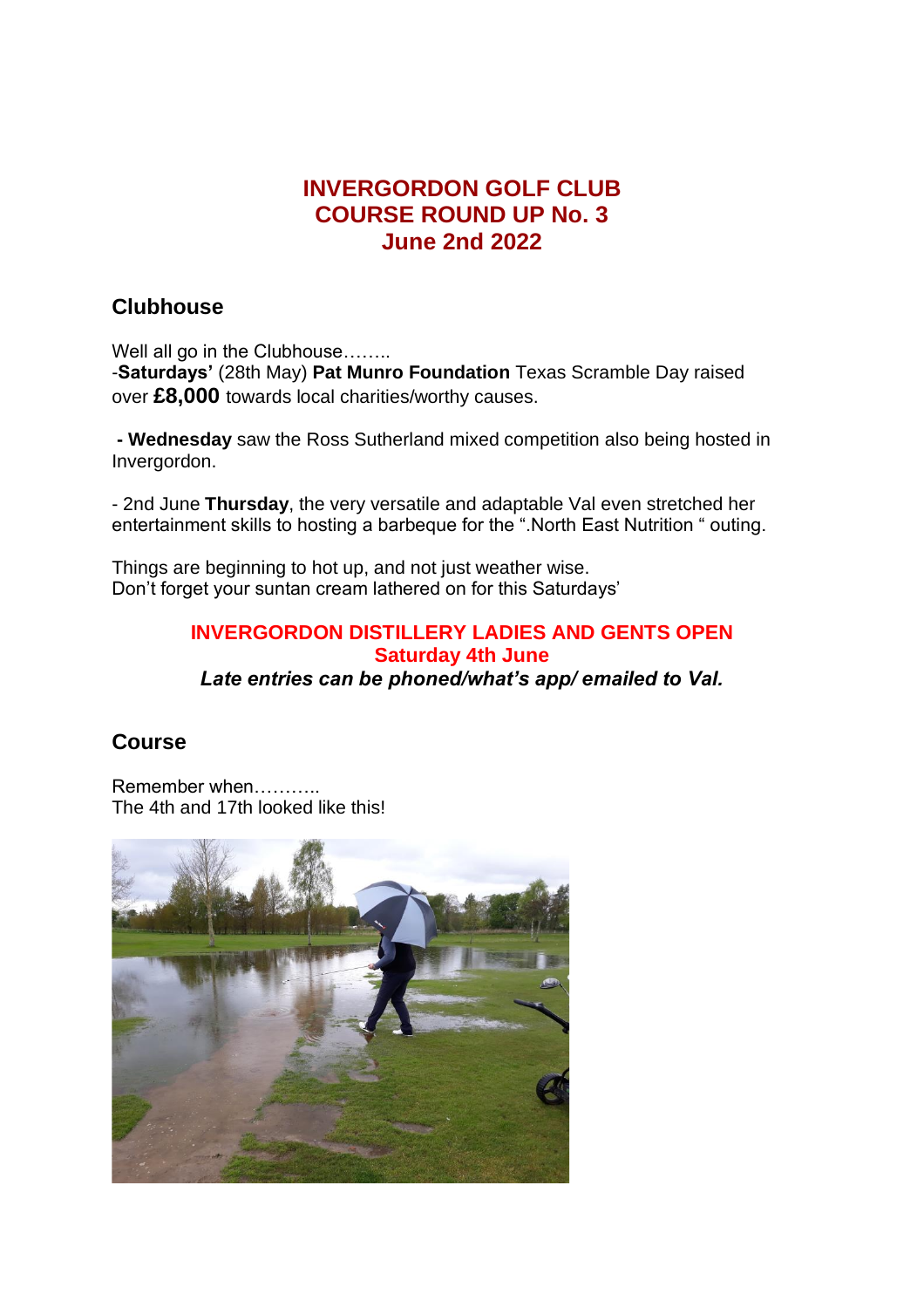# INVERGORDON GOLF CLUB
# COURSE ROUND UP No. 3
# June 2nd 2022

## Clubhouse

Well all go in the Clubhouse……..
-**Saturdays'** (28th May) **Pat Munro Foundation** Texas Scramble Day raised over **£8,000** towards local charities/worthy causes.

**- Wednesday** saw the Ross Sutherland mixed competition also being hosted in Invergordon.

- 2nd June **Thursday**, the very versatile and adaptable Val even stretched her entertainment skills to hosting a barbeque for the ".North East Nutrition " outing.

Things are beginning to hot up, and not just weather wise.
Don't forget your suntan cream lathered on for this Saturdays'

**INVERGORDON DISTILLERY LADIES AND GENTS OPEN**
**Saturday 4th June**
***Late entries can be phoned/what's app/ emailed to Val.***

## Course

Remember when………..
The 4th and 17th looked like this!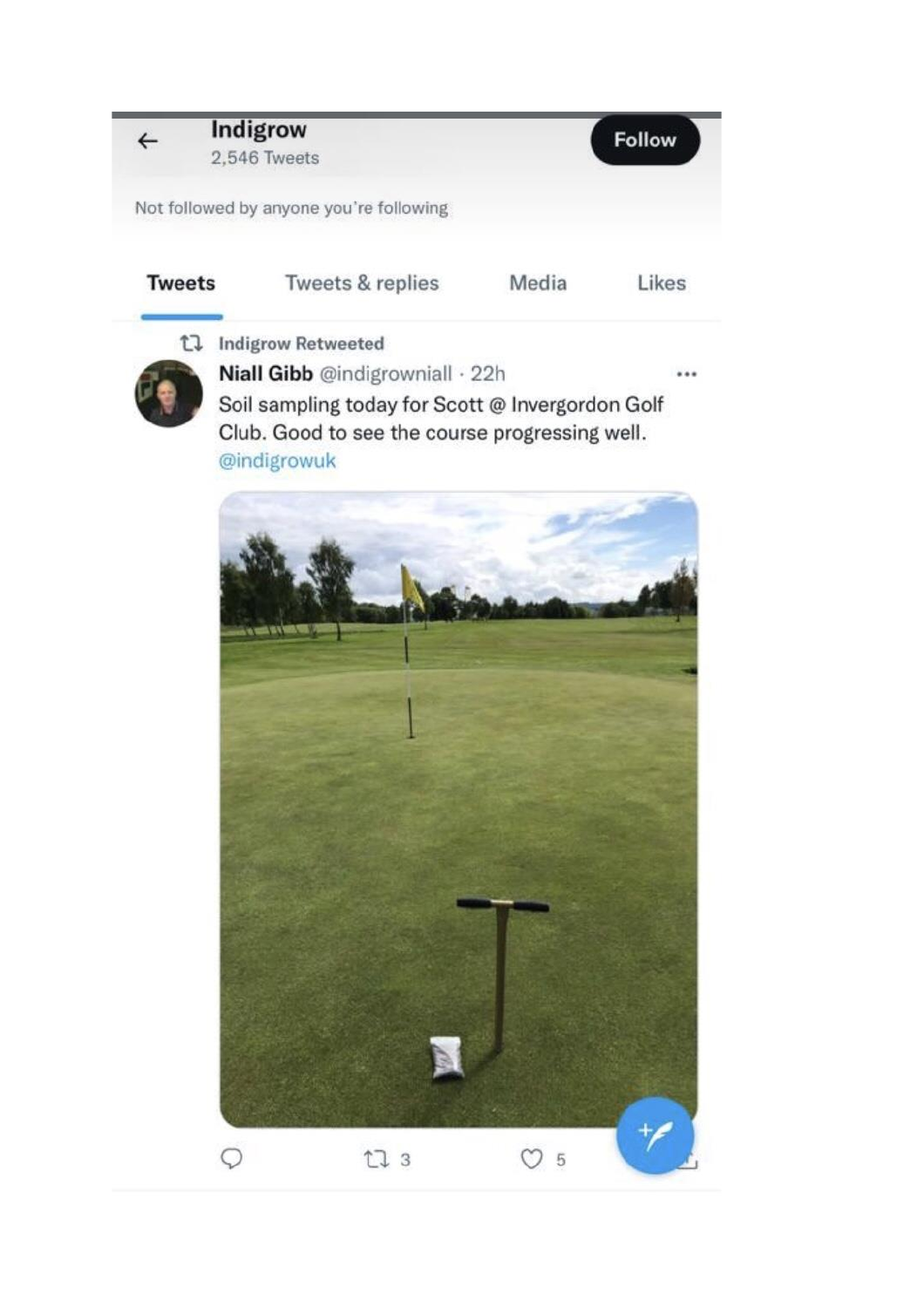**Indigrow**
2,546 Tweets

Follow

Not followed by anyone you're following

Tweets | Tweets & replies | Media | Likes

Indigrow Retweeted

**Niall Gibb** @indigrowniall · 22h

Soil sampling today for Scott @ Invergordon Golf Club. Good to see the course progressing well. @indigrowuk

3 &nbsp;&nbsp; 5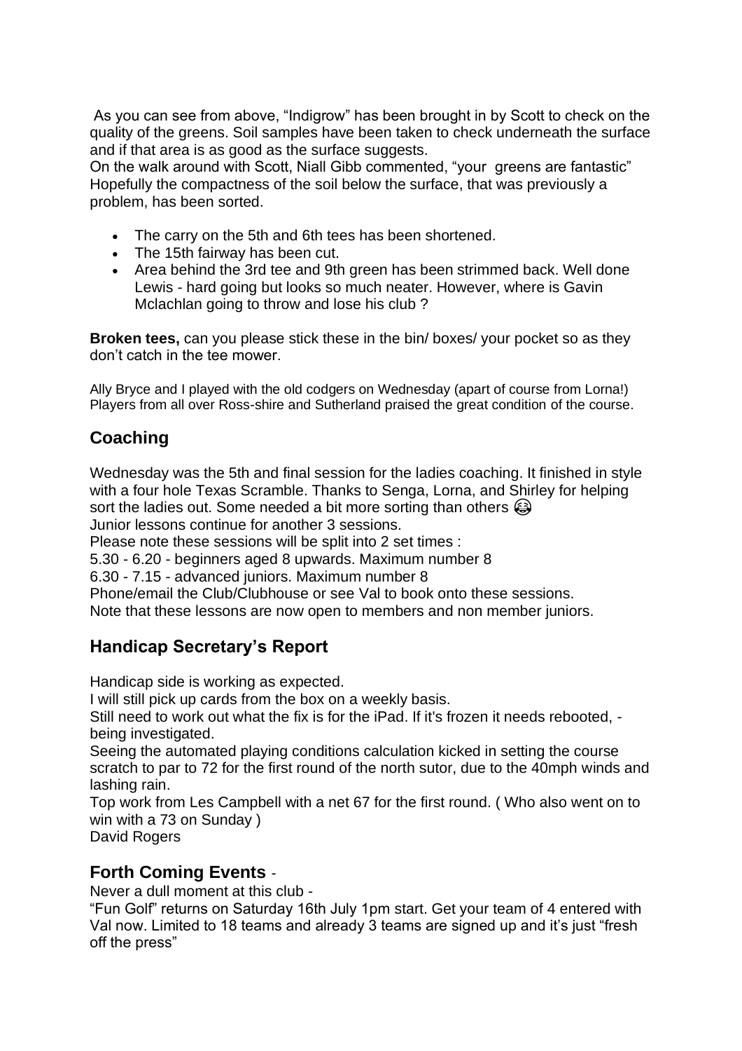As you can see from above, "Indigrow" has been brought in by Scott to check on the quality of the greens. Soil samples have been taken to check underneath the surface and if that area is as good as the surface suggests.
On the walk around with Scott, Niall Gibb commented, "your greens are fantastic"
Hopefully the compactness of the soil below the surface, that was previously a problem, has been sorted.

- The carry on the 5th and 6th tees has been shortened.
- The 15th fairway has been cut.
- Area behind the 3rd tee and 9th green has been strimmed back. Well done Lewis - hard going but looks so much neater. However, where is Gavin Mclachlan going to throw and lose his club ?

**Broken tees,** can you please stick these in the bin/ boxes/ your pocket so as they don't catch in the tee mower.

Ally Bryce and I played with the old codgers on Wednesday (apart of course from Lorna!)
Players from all over Ross-shire and Sutherland praised the great condition of the course.

## Coaching

Wednesday was the 5th and final session for the ladies coaching. It finished in style with a four hole Texas Scramble. Thanks to Senga, Lorna, and Shirley for helping sort the ladies out. Some needed a bit more sorting than others 😂
Junior lessons continue for another 3 sessions.
Please note these sessions will be split into 2 set times :
5.30 - 6.20 - beginners aged 8 upwards. Maximum number 8
6.30 - 7.15 - advanced juniors. Maximum number 8
Phone/email the Club/Clubhouse or see Val to book onto these sessions.
Note that these lessons are now open to members and non member juniors.

## Handicap Secretary's Report

Handicap side is working as expected.
I will still pick up cards from the box on a weekly basis.
Still need to work out what the fix is for the iPad. If it's frozen it needs rebooted, - being investigated.
Seeing the automated playing conditions calculation kicked in setting the course scratch to par to 72 for the first round of the north sutor, due to the 40mph winds and lashing rain.
Top work from Les Campbell with a net 67 for the first round. ( Who also went on to win with a 73 on Sunday )
David Rogers

## Forth Coming Events -

Never a dull moment at this club -
"Fun Golf" returns on Saturday 16th July 1pm start. Get your team of 4 entered with Val now. Limited to 18 teams and already 3 teams are signed up and it's just "fresh off the press"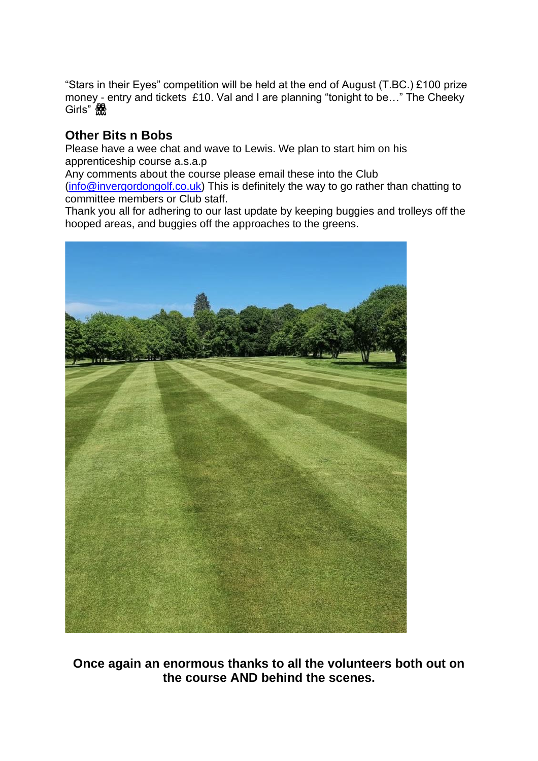"Stars in their Eyes" competition will be held at the end of August (T.BC.) £100 prize money - entry and tickets £10. Val and I are planning "tonight to be…" The Cheeky Girls" 👯

## Other Bits n Bobs

Please have a wee chat and wave to Lewis. We plan to start him on his apprenticeship course a.s.a.p

Any comments about the course please email these into the Club (info@invergordongolf.co.uk) This is definitely the way to go rather than chatting to committee members or Club staff.

Thank you all for adhering to our last update by keeping buggies and trolleys off the hooped areas, and buggies off the approaches to the greens.

**Once again an enormous thanks to all the volunteers both out on the course AND behind the scenes.**